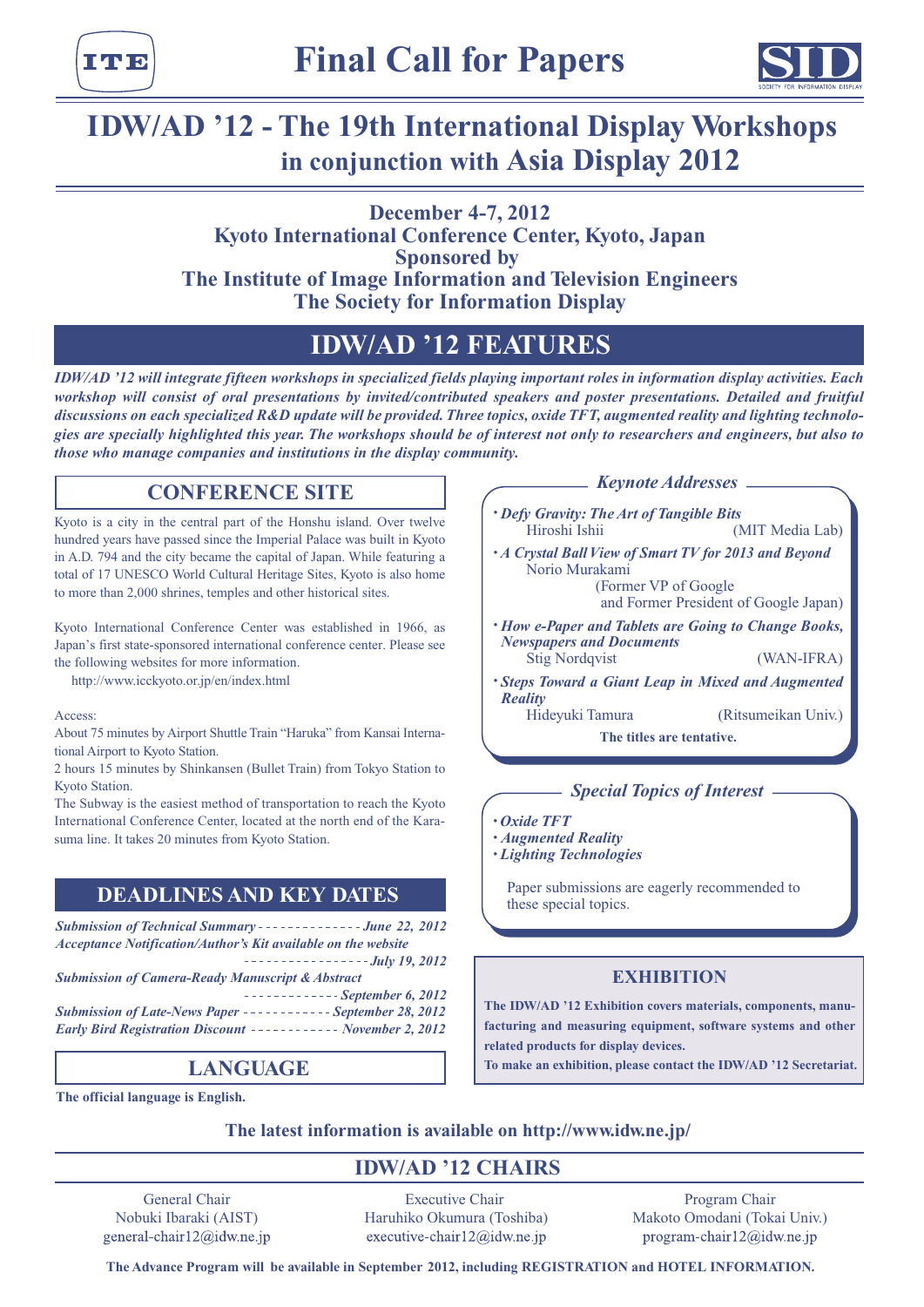ITE

# Final Call for Papers

SID SOCIETY FOR INFORMATION DISPLAY

# IDW/AD '12 - The 19th International Display Workshops in conjunction with Asia Display 2012

**December 4-7, 2012**
**Kyoto International Conference Center, Kyoto, Japan**
**Sponsored by**
**The Institute of Image Information and Television Engineers**
**The Society for Information Display**

## IDW/AD '12 FEATURES

***IDW/AD '12 will integrate fifteen workshops in specialized fields playing important roles in information display activities. Each workshop will consist of oral presentations by invited/contributed speakers and poster presentations. Detailed and fruitful discussions on each specialized R&D update will be provided. Three topics, oxide TFT, augmented reality and lighting technologies are specially highlighted this year. The workshops should be of interest not only to researchers and engineers, but also to those who manage companies and institutions in the display community.***

## CONFERENCE SITE

Kyoto is a city in the central part of the Honshu island. Over twelve hundred years have passed since the Imperial Palace was built in Kyoto in A.D. 794 and the city became the capital of Japan. While featuring a total of 17 UNESCO World Cultural Heritage Sites, Kyoto is also home to more than 2,000 shrines, temples and other historical sites.

Kyoto International Conference Center was established in 1966, as Japan's first state-sponsored international conference center. Please see the following websites for more information.
http://www.icckyoto.or.jp/en/index.html

Access:
About 75 minutes by Airport Shuttle Train "Haruka" from Kansai International Airport to Kyoto Station.
2 hours 15 minutes by Shinkansen (Bullet Train) from Tokyo Station to Kyoto Station.
The Subway is the easiest method of transportation to reach the Kyoto International Conference Center, located at the north end of the Karasuma line. It takes 20 minutes from Kyoto Station.

## DEADLINES AND KEY DATES

- ***Submission of Technical Summary*** - - - - - - - - - - - - - - ***June 22, 2012***
- ***Acceptance Notification/Author's Kit available on the website*** - - - - - - - - - - - - - - - - ***July 19, 2012***
- ***Submission of Camera-Ready Manuscript & Abstract*** - - - - - - - - - - - - - ***September 6, 2012***
- ***Submission of Late-News Paper*** - - - - - - - - - - - - ***September 28, 2012***
- ***Early Bird Registration Discount*** - - - - - - - - - - - - ***November 2, 2012***

## LANGUAGE

**The official language is English.**

### *Keynote Addresses*

- ***Defy Gravity: The Art of Tangible Bits***
  Hiroshi Ishii (MIT Media Lab)
- ***A Crystal Ball View of Smart TV for 2013 and Beyond***
  Norio Murakami (Former VP of Google and Former President of Google Japan)
- ***How e-Paper and Tablets are Going to Change Books, Newspapers and Documents***
  Stig Nordqvist (WAN-IFRA)
- ***Steps Toward a Giant Leap in Mixed and Augmented Reality***
  Hideyuki Tamura (Ritsumeikan Univ.)

**The titles are tentative.**

### *Special Topics of Interest*

- ***Oxide TFT***
- ***Augmented Reality***
- ***Lighting Technologies***

Paper submissions are eagerly recommended to these special topics.

## EXHIBITION

**The IDW/AD '12 Exhibition covers materials, components, manufacturing and measuring equipment, software systems and other related products for display devices.**
**To make an exhibition, please contact the IDW/AD '12 Secretariat.**

**The latest information is available on http://www.idw.ne.jp/**

## IDW/AD '12 CHAIRS

| General Chair | Executive Chair | Program Chair |
|---|---|---|
| Nobuki Ibaraki (AIST) | Haruhiko Okumura (Toshiba) | Makoto Omodani (Tokai Univ.) |
| general-chair12@idw.ne.jp | executive-chair12@idw.ne.jp | program-chair12@idw.ne.jp |

**The Advance Program will be available in September 2012, including REGISTRATION and HOTEL INFORMATION.**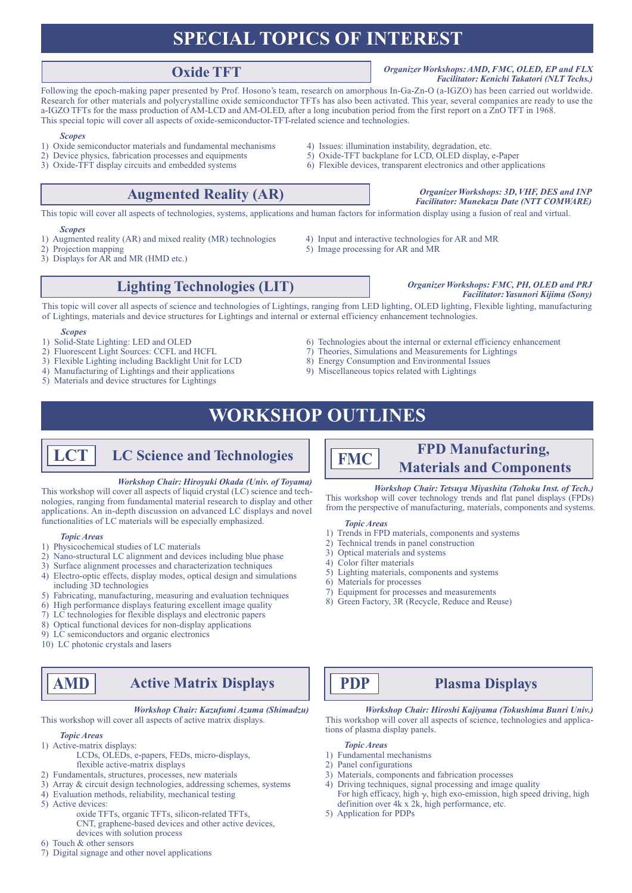# SPECIAL TOPICS OF INTEREST

## Oxide TFT

*Organizer Workshops: AMD, FMC, OLED, EP and FLX*
*Facilitator: Kenichi Takatori (NLT Techs.)*

Following the epoch-making paper presented by Prof. Hosono's team, research on amorphous In-Ga-Zn-O (a-IGZO) has been carried out worldwide. Research for other materials and polycrystalline oxide semiconductor TFTs has also been activated. This year, several companies are ready to use the a-IGZO TFTs for the mass production of AM-LCD and AM-OLED, after a long incubation period from the first report on a ZnO TFT in 1968. This special topic will cover all aspects of oxide-semiconductor-TFT-related science and technologies.

*Scopes*

1) Oxide semiconductor materials and fundamental mechanisms
2) Device physics, fabrication processes and equipments
3) Oxide-TFT display circuits and embedded systems
4) Issues: illumination instability, degradation, etc.
5) Oxide-TFT backplane for LCD, OLED display, e-Paper
6) Flexible devices, transparent electronics and other applications

## Augmented Reality (AR)

*Organizer Workshops: 3D, VHF, DES and INP*
*Facilitator: Munekazu Date (NTT COMWARE)*

This topic will cover all aspects of technologies, systems, applications and human factors for information display using a fusion of real and virtual.

*Scopes*

1) Augmented reality (AR) and mixed reality (MR) technologies
2) Projection mapping
3) Displays for AR and MR (HMD etc.)
4) Input and interactive technologies for AR and MR
5) Image processing for AR and MR

## Lighting Technologies (LIT)

*Organizer Workshops: FMC, PH, OLED and PRJ*
*Facilitator: Yasunori Kijima (Sony)*

This topic will cover all aspects of science and technologies of Lightings, ranging from LED lighting, OLED lighting, Flexible lighting, manufacturing of Lightings, materials and device structures for Lightings and internal or external efficiency enhancement technologies.

*Scopes*

1) Solid-State Lighting: LED and OLED
2) Fluorescent Light Sources: CCFL and HCFL
3) Flexible Lighting including Backlight Unit for LCD
4) Manufacturing of Lightings and their applications
5) Materials and device structures for Lightings
6) Technologies about the internal or external efficiency enhancement
7) Theories, Simulations and Measurements for Lightings
8) Energy Consumption and Environmental Issues
9) Miscellaneous topics related with Lightings

# WORKSHOP OUTLINES

## LCT — LC Science and Technologies

*Workshop Chair: Hiroyuki Okada (Univ. of Toyama)*

This workshop will cover all aspects of liquid crystal (LC) science and technologies, ranging from fundamental material research to display and other applications. An in-depth discussion on advanced LC displays and novel functionalities of LC materials will be especially emphasized.

*Topic Areas*

1) Physicochemical studies of LC materials
2) Nano-structural LC alignment and devices including blue phase
3) Surface alignment processes and characterization techniques
4) Electro-optic effects, display modes, optical design and simulations including 3D technologies
5) Fabricating, manufacturing, measuring and evaluation techniques
6) High performance displays featuring excellent image quality
7) LC technologies for flexible displays and electronic papers
8) Optical functional devices for non-display applications
9) LC semiconductors and organic electronics
10) LC photonic crystals and lasers

## FMC — FPD Manufacturing, Materials and Components

*Workshop Chair: Tetsuya Miyashita (Tohoku Inst. of Tech.)*

This workshop will cover technology trends and flat panel displays (FPDs) from the perspective of manufacturing, materials, components and systems.

*Topic Areas*

1) Trends in FPD materials, components and systems
2) Technical trends in panel construction
3) Optical materials and systems
4) Color filter materials
5) Lighting materials, components and systems
6) Materials for processes
7) Equipment for processes and measurements
8) Green Factory, 3R (Recycle, Reduce and Reuse)

## AMD — Active Matrix Displays

*Workshop Chair: Kazufumi Azuma (Shimadzu)*

This workshop will cover all aspects of active matrix displays.

*Topic Areas*

1) Active-matrix displays:
   LCDs, OLEDs, e-papers, FEDs, micro-displays, flexible active-matrix displays
2) Fundamentals, structures, processes, new materials
3) Array & circuit design technologies, addressing schemes, systems
4) Evaluation methods, reliability, mechanical testing
5) Active devices:
   oxide TFTs, organic TFTs, silicon-related TFTs, CNT, graphene-based devices and other active devices, devices with solution process
6) Touch & other sensors
7) Digital signage and other novel applications

## PDP — Plasma Displays

*Workshop Chair: Hiroshi Kajiyama (Tokushima Bunri Univ.)*

This workshop will cover all aspects of science, technologies and applications of plasma display panels.

*Topic Areas*

1) Fundamental mechanisms
2) Panel configurations
3) Materials, components and fabrication processes
4) Driving techniques, signal processing and image quality
   For high efficacy, high $\gamma$, high exo-emission, high speed driving, high definition over 4k x 2k, high performance, etc.
5) Application for PDPs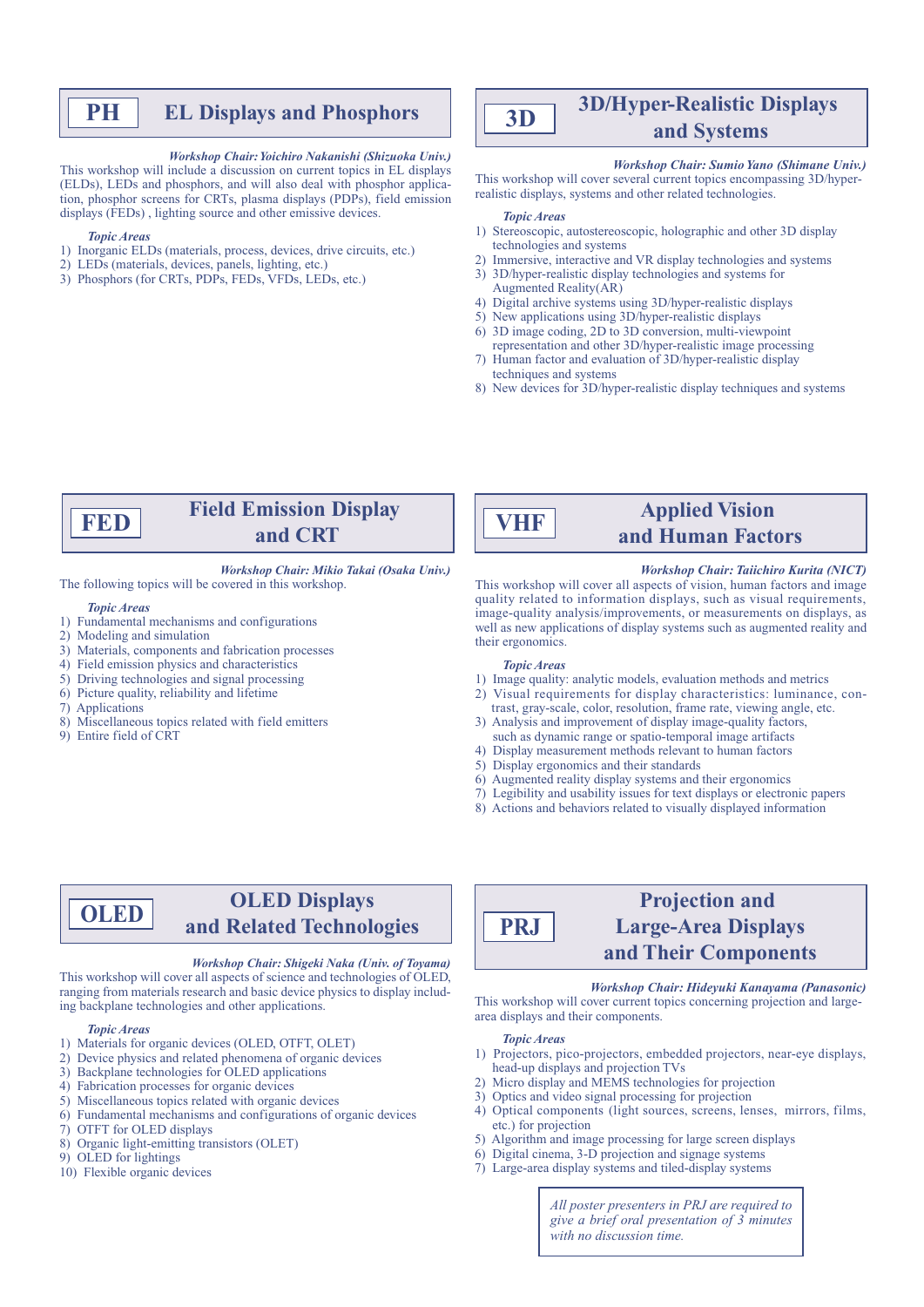## PH — EL Displays and Phosphors

***Workshop Chair: Yoichiro Nakanishi (Shizuoka Univ.)***

This workshop will include a discussion on current topics in EL displays (ELDs), LEDs and phosphors, and will also deal with phosphor application, phosphor screens for CRTs, plasma displays (PDPs), field emission displays (FEDs) , lighting source and other emissive devices.

***Topic Areas***

1) Inorganic ELDs (materials, process, devices, drive circuits, etc.)
2) LEDs (materials, devices, panels, lighting, etc.)
3) Phosphors (for CRTs, PDPs, FEDs, VFDs, LEDs, etc.)

## 3D — 3D/Hyper-Realistic Displays and Systems

***Workshop Chair: Sumio Yano (Shimane Univ.)***

This workshop will cover several current topics encompassing 3D/hyper-realistic displays, systems and other related technologies.

***Topic Areas***

1) Stereoscopic, autostereoscopic, holographic and other 3D display technologies and systems
2) Immersive, interactive and VR display technologies and systems
3) 3D/hyper-realistic display technologies and systems for Augmented Reality(AR)
4) Digital archive systems using 3D/hyper-realistic displays
5) New applications using 3D/hyper-realistic displays
6) 3D image coding, 2D to 3D conversion, multi-viewpoint representation and other 3D/hyper-realistic image processing
7) Human factor and evaluation of 3D/hyper-realistic display techniques and systems
8) New devices for 3D/hyper-realistic display techniques and systems

## FED — Field Emission Display and CRT

***Workshop Chair: Mikio Takai (Osaka Univ.)***

The following topics will be covered in this workshop.

***Topic Areas***

1) Fundamental mechanisms and configurations
2) Modeling and simulation
3) Materials, components and fabrication processes
4) Field emission physics and characteristics
5) Driving technologies and signal processing
6) Picture quality, reliability and lifetime
7) Applications
8) Miscellaneous topics related with field emitters
9) Entire field of CRT

## VHF — Applied Vision and Human Factors

***Workshop Chair: Taiichiro Kurita (NICT)***

This workshop will cover all aspects of vision, human factors and image quality related to information displays, such as visual requirements, image-quality analysis/improvements, or measurements on displays, as well as new applications of display systems such as augmented reality and their ergonomics.

***Topic Areas***

1) Image quality: analytic models, evaluation methods and metrics
2) Visual requirements for display characteristics: luminance, contrast, gray-scale, color, resolution, frame rate, viewing angle, etc.
3) Analysis and improvement of display image-quality factors, such as dynamic range or spatio-temporal image artifacts
4) Display measurement methods relevant to human factors
5) Display ergonomics and their standards
6) Augmented reality display systems and their ergonomics
7) Legibility and usability issues for text displays or electronic papers
8) Actions and behaviors related to visually displayed information

## OLED — OLED Displays and Related Technologies

***Workshop Chair: Shigeki Naka (Univ. of Toyama)***

This workshop will cover all aspects of science and technologies of OLED, ranging from materials research and basic device physics to display including backplane technologies and other applications.

***Topic Areas***

1) Materials for organic devices (OLED, OTFT, OLET)
2) Device physics and related phenomena of organic devices
3) Backplane technologies for OLED applications
4) Fabrication processes for organic devices
5) Miscellaneous topics related with organic devices
6) Fundamental mechanisms and configurations of organic devices
7) OTFT for OLED displays
8) Organic light-emitting transistors (OLET)
9) OLED for lightings
10) Flexible organic devices

## PRJ — Projection and Large-Area Displays and Their Components

***Workshop Chair: Hideyuki Kanayama (Panasonic)***

This workshop will cover current topics concerning projection and large-area displays and their components.

***Topic Areas***

1) Projectors, pico-projectors, embedded projectors, near-eye displays, head-up displays and projection TVs
2) Micro display and MEMS technologies for projection
3) Optics and video signal processing for projection
4) Optical components (light sources, screens, lenses, mirrors, films, etc.) for projection
5) Algorithm and image processing for large screen displays
6) Digital cinema, 3-D projection and signage systems
7) Large-area display systems and tiled-display systems

*All poster presenters in PRJ are required to give a brief oral presentation of 3 minutes with no discussion time.*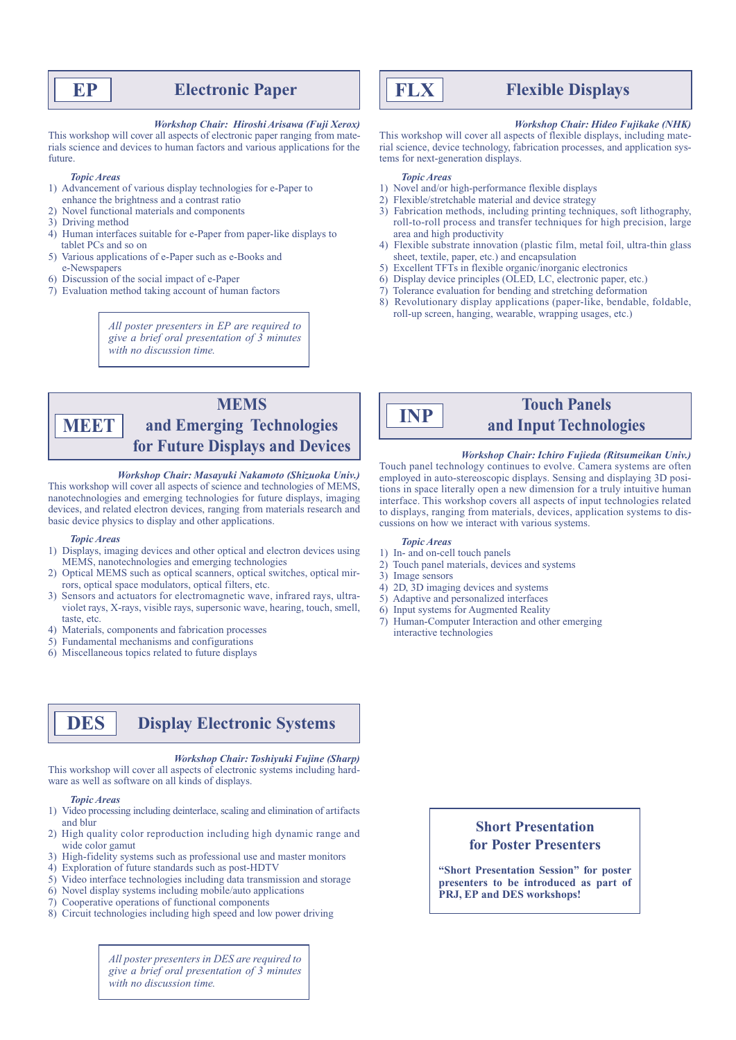## EP — Electronic Paper

*Workshop Chair: Hiroshi Arisawa (Fuji Xerox)*

This workshop will cover all aspects of electronic paper ranging from materials science and devices to human factors and various applications for the future.

*Topic Areas*

1) Advancement of various display technologies for e-Paper to enhance the brightness and a contrast ratio
2) Novel functional materials and components
3) Driving method
4) Human interfaces suitable for e-Paper from paper-like displays to tablet PCs and so on
5) Various applications of e-Paper such as e-Books and e-Newspapers
6) Discussion of the social impact of e-Paper
7) Evaluation method taking account of human factors

*All poster presenters in EP are required to give a brief oral presentation of 3 minutes with no discussion time.*

## FLX — Flexible Displays

*Workshop Chair: Hideo Fujikake (NHK)*

This workshop will cover all aspects of flexible displays, including material science, device technology, fabrication processes, and application systems for next-generation displays.

*Topic Areas*

1) Novel and/or high-performance flexible displays
2) Flexible/stretchable material and device strategy
3) Fabrication methods, including printing techniques, soft lithography, roll-to-roll process and transfer techniques for high precision, large area and high productivity
4) Flexible substrate innovation (plastic film, metal foil, ultra-thin glass sheet, textile, paper, etc.) and encapsulation
5) Excellent TFTs in flexible organic/inorganic electronics
6) Display device principles (OLED, LC, electronic paper, etc.)
7) Tolerance evaluation for bending and stretching deformation
8) Revolutionary display applications (paper-like, bendable, foldable, roll-up screen, hanging, wearable, wrapping usages, etc.)

## MEET — MEMS and Emerging Technologies for Future Displays and Devices

*Workshop Chair: Masayuki Nakamoto (Shizuoka Univ.)*

This workshop will cover all aspects of science and technologies of MEMS, nanotechnologies and emerging technologies for future displays, imaging devices, and related electron devices, ranging from materials research and basic device physics to display and other applications.

*Topic Areas*

1) Displays, imaging devices and other optical and electron devices using MEMS, nanotechnologies and emerging technologies
2) Optical MEMS such as optical scanners, optical switches, optical mirrors, optical space modulators, optical filters, etc.
3) Sensors and actuators for electromagnetic wave, infrared rays, ultra-violet rays, X-rays, visible rays, supersonic wave, hearing, touch, smell, taste, etc.
4) Materials, components and fabrication processes
5) Fundamental mechanisms and configurations
6) Miscellaneous topics related to future displays

## INP — Touch Panels and Input Technologies

*Workshop Chair: Ichiro Fujieda (Ritsumeikan Univ.)*

Touch panel technology continues to evolve. Camera systems are often employed in auto-stereoscopic displays. Sensing and displaying 3D positions in space literally open a new dimension for a truly intuitive human interface. This workshop covers all aspects of input technologies related to displays, ranging from materials, devices, application systems to discussions on how we interact with various systems.

*Topic Areas*

1) In- and on-cell touch panels
2) Touch panel materials, devices and systems
3) Image sensors
4) 2D, 3D imaging devices and systems
5) Adaptive and personalized interfaces
6) Input systems for Augmented Reality
7) Human-Computer Interaction and other emerging interactive technologies

## DES — Display Electronic Systems

*Workshop Chair: Toshiyuki Fujine (Sharp)*

This workshop will cover all aspects of electronic systems including hardware as well as software on all kinds of displays.

*Topic Areas*

1) Video processing including deinterlace, scaling and elimination of artifacts and blur
2) High quality color reproduction including high dynamic range and wide color gamut
3) High-fidelity systems such as professional use and master monitors
4) Exploration of future standards such as post-HDTV
5) Video interface technologies including data transmission and storage
6) Novel display systems including mobile/auto applications
7) Cooperative operations of functional components
8) Circuit technologies including high speed and low power driving

*All poster presenters in DES are required to give a brief oral presentation of 3 minutes with no discussion time.*

### Short Presentation for Poster Presenters

**"Short Presentation Session" for poster presenters to be introduced as part of PRJ, EP and DES workshops!**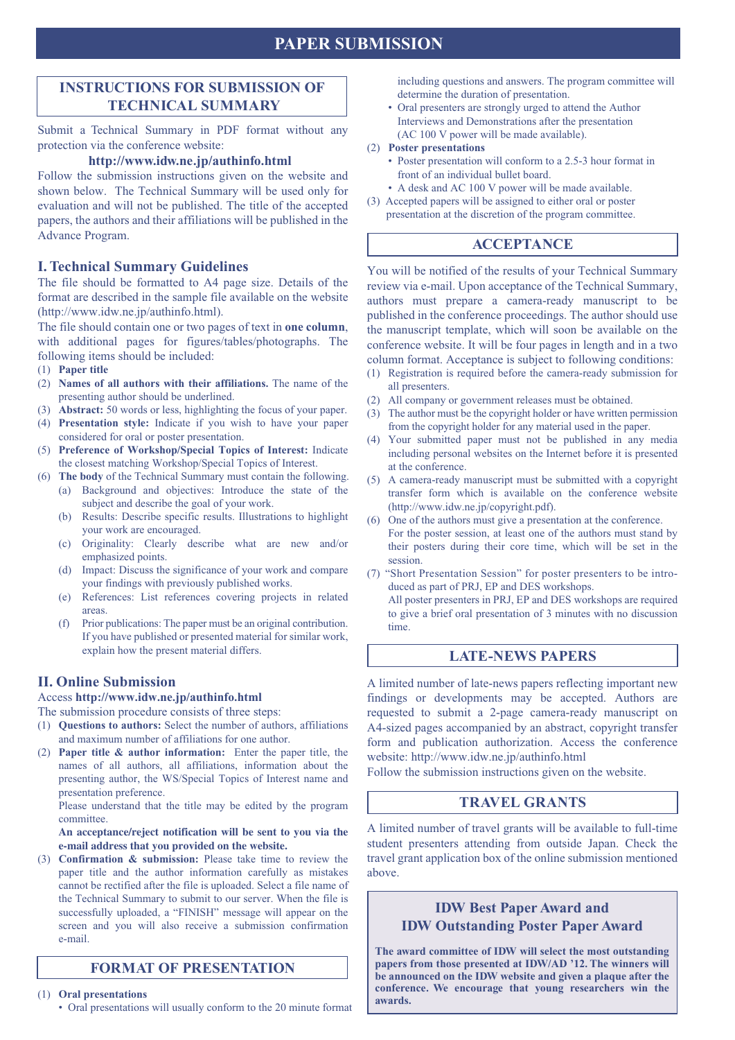# PAPER SUBMISSION

## INSTRUCTIONS FOR SUBMISSION OF TECHNICAL SUMMARY

Submit a Technical Summary in PDF format without any protection via the conference website:

**http://www.idw.ne.jp/authinfo.html**

Follow the submission instructions given on the website and shown below. The Technical Summary will be used only for evaluation and will not be published. The title of the accepted papers, the authors and their affiliations will be published in the Advance Program.

### I. Technical Summary Guidelines

The file should be formatted to A4 page size. Details of the format are described in the sample file available on the website (http://www.idw.ne.jp/authinfo.html).

The file should contain one or two pages of text in **one column**, with additional pages for figures/tables/photographs. The following items should be included:

(1) **Paper title**

(2) **Names of all authors with their affiliations.** The name of the presenting author should be underlined.

(3) **Abstract:** 50 words or less, highlighting the focus of your paper.

(4) **Presentation style:** Indicate if you wish to have your paper considered for oral or poster presentation.

(5) **Preference of Workshop/Special Topics of Interest:** Indicate the closest matching Workshop/Special Topics of Interest.

(6) **The body** of the Technical Summary must contain the following.
- (a) Background and objectives: Introduce the state of the subject and describe the goal of your work.
- (b) Results: Describe specific results. Illustrations to highlight your work are encouraged.
- (c) Originality: Clearly describe what are new and/or emphasized points.
- (d) Impact: Discuss the significance of your work and compare your findings with previously published works.
- (e) References: List references covering projects in related areas.
- (f) Prior publications: The paper must be an original contribution. If you have published or presented material for similar work, explain how the present material differs.

### II. Online Submission

Access **http://www.idw.ne.jp/authinfo.html**

The submission procedure consists of three steps:

(1) **Questions to authors:** Select the number of authors, affiliations and maximum number of affiliations for one author.

(2) **Paper title & author information:** Enter the paper title, the names of all authors, all affiliations, information about the presenting author, the WS/Special Topics of Interest name and presentation preference.

Please understand that the title may be edited by the program committee.

**An acceptance/reject notification will be sent to you via the e-mail address that you provided on the website.**

(3) **Confirmation & submission:** Please take time to review the paper title and the author information carefully as mistakes cannot be rectified after the file is uploaded. Select a file name of the Technical Summary to submit to our server. When the file is successfully uploaded, a "FINISH" message will appear on the screen and you will also receive a submission confirmation e-mail.

## FORMAT OF PRESENTATION

(1) **Oral presentations**
- Oral presentations will usually conform to the 20 minute format including questions and answers. The program committee will determine the duration of presentation.
- Oral presenters are strongly urged to attend the Author Interviews and Demonstrations after the presentation (AC 100 V power will be made available).

(2) **Poster presentations**
- Poster presentation will conform to a 2.5-3 hour format in front of an individual bullet board.
- A desk and AC 100 V power will be made available.

(3) Accepted papers will be assigned to either oral or poster presentation at the discretion of the program committee.

## ACCEPTANCE

You will be notified of the results of your Technical Summary review via e-mail. Upon acceptance of the Technical Summary, authors must prepare a camera-ready manuscript to be published in the conference proceedings. The author should use the manuscript template, which will soon be available on the conference website. It will be four pages in length and in a two column format. Acceptance is subject to following conditions:

(1) Registration is required before the camera-ready submission for all presenters.

(2) All company or government releases must be obtained.

(3) The author must be the copyright holder or have written permission from the copyright holder for any material used in the paper.

(4) Your submitted paper must not be published in any media including personal websites on the Internet before it is presented at the conference.

(5) A camera-ready manuscript must be submitted with a copyright transfer form which is available on the conference website (http://www.idw.ne.jp/copyright.pdf).

(6) One of the authors must give a presentation at the conference. For the poster session, at least one of the authors must stand by their posters during their core time, which will be set in the session.

(7) "Short Presentation Session" for poster presenters to be introduced as part of PRJ, EP and DES workshops.
All poster presenters in PRJ, EP and DES workshops are required to give a brief oral presentation of 3 minutes with no discussion time.

## LATE-NEWS PAPERS

A limited number of late-news papers reflecting important new findings or developments may be accepted. Authors are requested to submit a 2-page camera-ready manuscript on A4-sized pages accompanied by an abstract, copyright transfer form and publication authorization. Access the conference website: http://www.idw.ne.jp/authinfo.html

Follow the submission instructions given on the website.

## TRAVEL GRANTS

A limited number of travel grants will be available to full-time student presenters attending from outside Japan. Check the travel grant application box of the online submission mentioned above.

## IDW Best Paper Award and IDW Outstanding Poster Paper Award

**The award committee of IDW will select the most outstanding papers from those presented at IDW/AD '12. The winners will be announced on the IDW website and given a plaque after the conference. We encourage that young researchers win the awards.**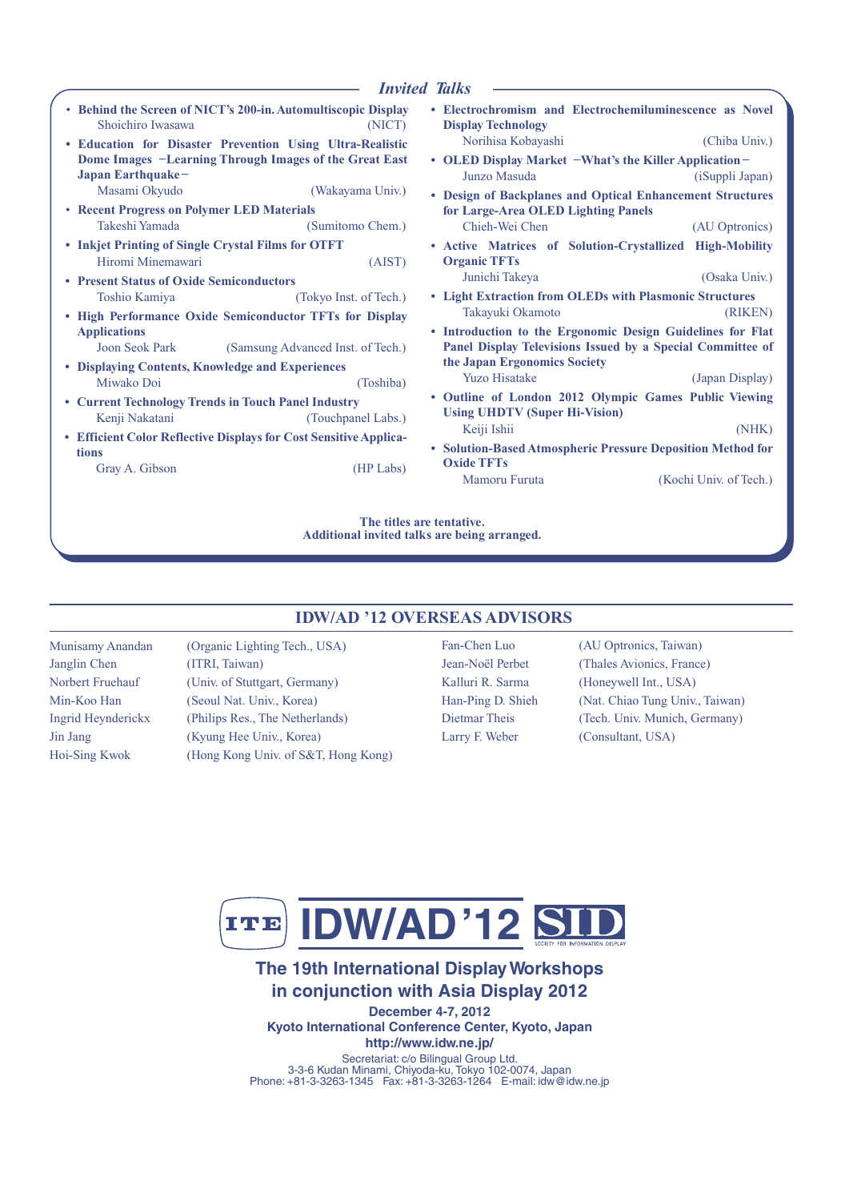## Invited Talks

- **Behind the Screen of NICT's 200-in. Automultiscopic Display**
  Shoichiro Iwasawa (NICT)
- **Education for Disaster Prevention Using Ultra-Realistic Dome Images −Learning Through Images of the Great East Japan Earthquake−**
  Masami Okyudo (Wakayama Univ.)
- **Recent Progress on Polymer LED Materials**
  Takeshi Yamada (Sumitomo Chem.)
- **Inkjet Printing of Single Crystal Films for OTFT**
  Hiromi Minemawari (AIST)
- **Present Status of Oxide Semiconductors**
  Toshio Kamiya (Tokyo Inst. of Tech.)
- **High Performance Oxide Semiconductor TFTs for Display Applications**
  Joon Seok Park (Samsung Advanced Inst. of Tech.)
- **Displaying Contents, Knowledge and Experiences**
  Miwako Doi (Toshiba)
- **Current Technology Trends in Touch Panel Industry**
  Kenji Nakatani (Touchpanel Labs.)
- **Efficient Color Reflective Displays for Cost Sensitive Applications**
  Gray A. Gibson (HP Labs)
- **Electrochromism and Electrochemiluminescence as Novel Display Technology**
  Norihisa Kobayashi (Chiba Univ.)
- **OLED Display Market −What's the Killer Application−**
  Junzo Masuda (iSuppli Japan)
- **Design of Backplanes and Optical Enhancement Structures for Large-Area OLED Lighting Panels**
  Chieh-Wei Chen (AU Optronics)
- **Active Matrices of Solution-Crystallized High-Mobility Organic TFTs**
  Junichi Takeya (Osaka Univ.)
- **Light Extraction from OLEDs with Plasmonic Structures**
  Takayuki Okamoto (RIKEN)
- **Introduction to the Ergonomic Design Guidelines for Flat Panel Display Televisions Issued by a Special Committee of the Japan Ergonomics Society**
  Yuzo Hisatake (Japan Display)
- **Outline of London 2012 Olympic Games Public Viewing Using UHDTV (Super Hi-Vision)**
  Keiji Ishii (NHK)
- **Solution-Based Atmospheric Pressure Deposition Method for Oxide TFTs**
  Mamoru Furuta (Kochi Univ. of Tech.)

**The titles are tentative.**
**Additional invited talks are being arranged.**

## IDW/AD '12 OVERSEAS ADVISORS

| | |
|---|---|
| Munisamy Anandan | (Organic Lighting Tech., USA) |
| Janglin Chen | (ITRI, Taiwan) |
| Norbert Fruehauf | (Univ. of Stuttgart, Germany) |
| Min-Koo Han | (Seoul Nat. Univ., Korea) |
| Ingrid Heynderickx | (Philips Res., The Netherlands) |
| Jin Jang | (Kyung Hee Univ., Korea) |
| Hoi-Sing Kwok | (Hong Kong Univ. of S&T, Hong Kong) |
| Fan-Chen Luo | (AU Optronics, Taiwan) |
| Jean-Noël Perbet | (Thales Avionics, France) |
| Kalluri R. Sarma | (Honeywell Int., USA) |
| Han-Ping D. Shieh | (Nat. Chiao Tung Univ., Taiwan) |
| Dietmar Theis | (Tech. Univ. Munich, Germany) |
| Larry F. Weber | (Consultant, USA) |

ITE **IDW/AD '12** SID SOCIETY FOR INFORMATION DISPLAY

**The 19th International Display Workshops in conjunction with Asia Display 2012**

**December 4-7, 2012**
**Kyoto International Conference Center, Kyoto, Japan**
**http://www.idw.ne.jp/**

Secretariat: c/o Bilingual Group Ltd.
3-3-6 Kudan Minami, Chiyoda-ku, Tokyo 102-0074, Japan
Phone: +81-3-3263-1345 Fax: +81-3-3263-1264 E-mail: idw@idw.ne.jp